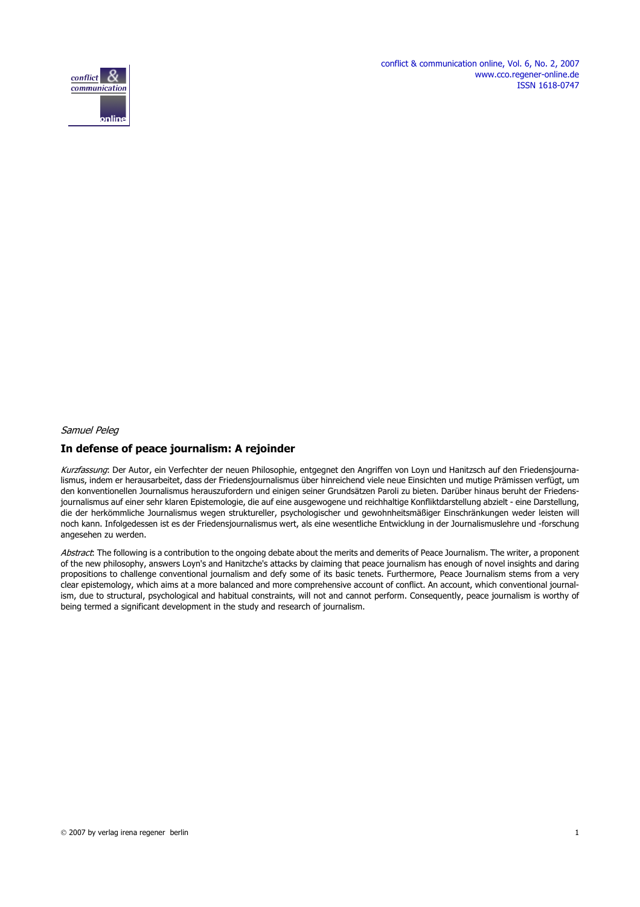*Samuel Peleg*

# In defense of peace journalism: A rejoinder

*Kurzfassung*: Der Autor, ein Verfechter der neuen Philosophie, entgegnet den Angriffen von Loyn und Hanitzsch auf den Friedensjournalismus, indem er herausarbeitet, dass der Friedensjournalismus über hinreichend viele neue Einsichten und mutige Prämissen verfügt, um den konventionellen Journalismus herauszufordern und einigen seiner Grundsätzen Paroli zu bieten. Darüber hinaus beruht der Friedensjournalismus auf einer sehr klaren Epistemologie, die auf eine ausgewogene und reichhaltige Konfliktdarstellung abzielt - eine Darstellung, die der herkömmliche Journalismus wegen struktureller, psychologischer und gewohnheitsmäßiger Einschränkungen weder leisten will noch kann. Infolgedessen ist es der Friedensjournalismus wert, als eine wesentliche Entwicklung in der Journalismuslehre und -forschung angesehen zu werden.

*Abstract*: The following is a contribution to the ongoing debate about the merits and demerits of Peace Journalism. The writer, a proponent of the new philosophy, answers Loyn's and Hanitzche's attacks by claiming that peace journalism has enough of novel insights and daring propositions to challenge conventional journalism and defy some of its basic tenets. Furthermore, Peace Journalism stems from a very clear epistemology, which aims at a more balanced and more comprehensive account of conflict. An account, which conventional journalism, due to structural, psychological and habitual constraints, will not and cannot perform. Consequently, peace journalism is worthy of being termed a significant development in the study and research of journalism.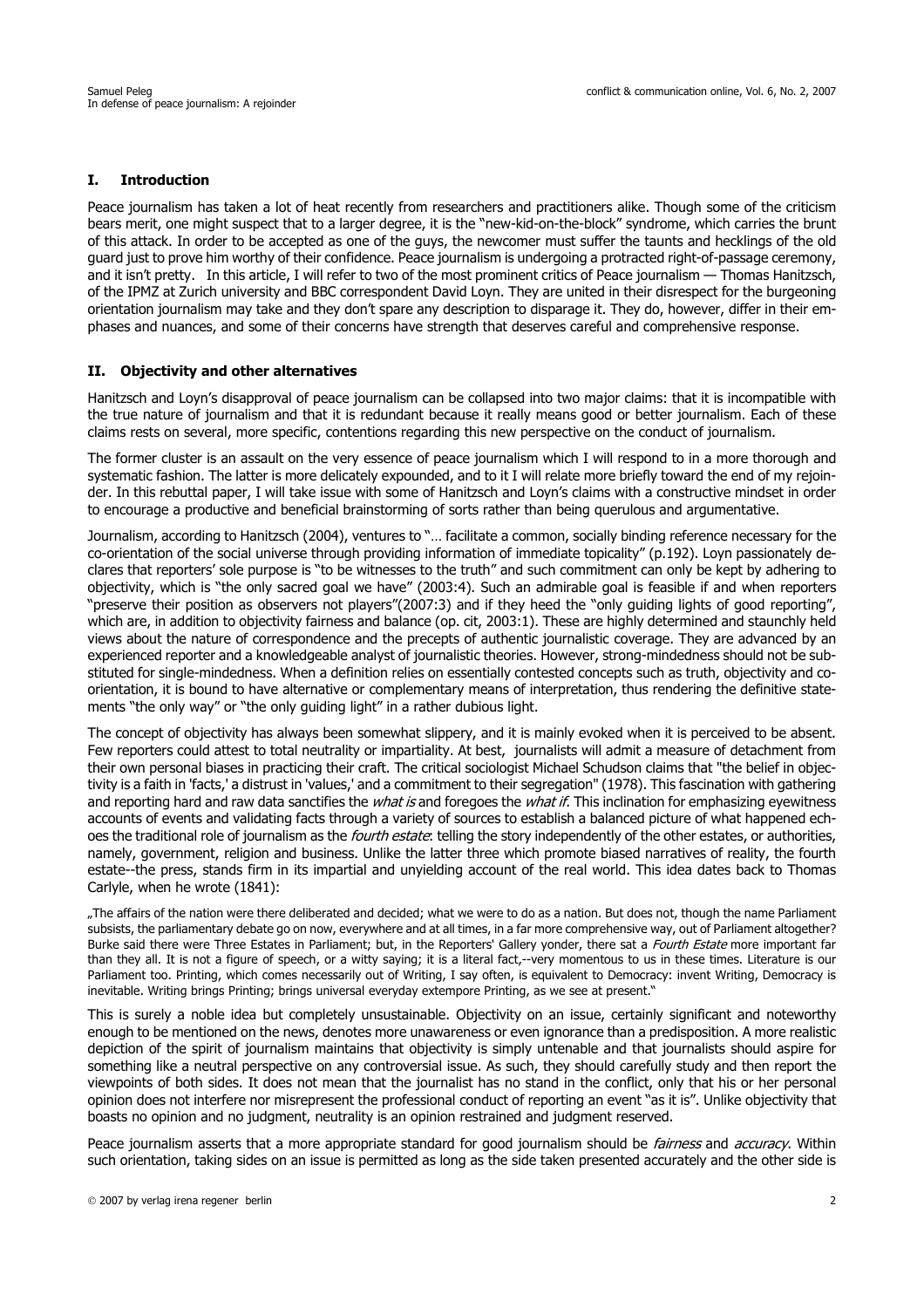## I. Introduction

Peace journalism has taken a lot of heat recently from researchers and practitioners alike. Though some of the criticism bears merit, one might suspect that to a larger degree, it is the "new-kid-on-the-block" syndrome, which carries the brunt of this attack. In order to be accepted as one of the guys, the newcomer must suffer the taunts and hecklings of the old guard just to prove him worthy of their confidence. Peace journalism is undergoing a protracted right-of-passage ceremony, and it isn't pretty. In this article, I will refer to two of the most prominent critics of Peace journalism — Thomas Hanitzsch, of the IPMZ at Zurich university and BBC correspondent David Loyn. They are united in their disrespect for the burgeoning orientation journalism may take and they don't spare any description to disparage it. They do, however, differ in their emphases and nuances, and some of their concerns have strength that deserves careful and comprehensive response.

## II. Objectivity and other alternatives

Hanitzsch and Loyn's disapproval of peace journalism can be collapsed into two major claims: that it is incompatible with the true nature of journalism and that it is redundant because it really means good or better journalism. Each of these claims rests on several, more specific, contentions regarding this new perspective on the conduct of journalism.

The former cluster is an assault on the very essence of peace journalism which I will respond to in a more thorough and systematic fashion. The latter is more delicately expounded, and to it I will relate more briefly toward the end of my rejoinder. In this rebuttal paper, I will take issue with some of Hanitzsch and Loyn's claims with a constructive mindset in order to encourage a productive and beneficial brainstorming of sorts rather than being querulous and argumentative.

Journalism, according to Hanitzsch (2004), ventures to "… facilitate a common, socially binding reference necessary for the co-orientation of the social universe through providing information of immediate topicality" (p.192). Loyn passionately declares that reporters' sole purpose is "to be witnesses to the truth" and such commitment can only be kept by adhering to objectivity, which is "the only sacred goal we have" (2003:4). Such an admirable goal is feasible if and when reporters "preserve their position as observers not players"(2007:3) and if they heed the "only guiding lights of good reporting", which are, in addition to objectivity fairness and balance (op. cit, 2003:1). These are highly determined and staunchly held views about the nature of correspondence and the precepts of authentic journalistic coverage. They are advanced by an experienced reporter and a knowledgeable analyst of journalistic theories. However, strong-mindedness should not be substituted for single-mindedness. When a definition relies on essentially contested concepts such as truth, objectivity and co-orientation, it is bound to have alternative or complementary means of interpretation, thus rendering the definitive statements "the only way" or "the only guiding light" in a rather dubious light.

The concept of objectivity has always been somewhat slippery, and it is mainly evoked when it is perceived to be absent. Few reporters could attest to total neutrality or impartiality. At best, journalists will admit a measure of detachment from their own personal biases in practicing their craft. The critical sociologist Michael Schudson claims that "the belief in objectivity is a faith in 'facts,' a distrust in 'values,' and a commitment to their segregation" (1978). This fascination with gathering and reporting hard and raw data sanctifies the *what is* and foregoes the *what if*. This inclination for emphasizing eyewitness accounts of events and validating facts through a variety of sources to establish a balanced picture of what happened echoes the traditional role of journalism as the *fourth estate*: telling the story independently of the other estates, or authorities, namely, government, religion and business. Unlike the latter three which promote biased narratives of reality, the fourth estate--the press, stands firm in its impartial and unyielding account of the real world. This idea dates back to Thomas Carlyle, when he wrote (1841):

„The affairs of the nation were there deliberated and decided; what we were to do as a nation. But does not, though the name Parliament subsists, the parliamentary debate go on now, everywhere and at all times, in a far more comprehensive way, out of Parliament altogether? Burke said there were Three Estates in Parliament; but, in the Reporters' Gallery yonder, there sat a *Fourth Estate* more important far than they all. It is not a figure of speech, or a witty saying; it is a literal fact,--very momentous to us in these times. Literature is our Parliament too. Printing, which comes necessarily out of Writing, I say often, is equivalent to Democracy: invent Writing, Democracy is inevitable. Writing brings Printing; brings universal everyday extempore Printing, as we see at present."

This is surely a noble idea but completely unsustainable. Objectivity on an issue, certainly significant and noteworthy enough to be mentioned on the news, denotes more unawareness or even ignorance than a predisposition. A more realistic depiction of the spirit of journalism maintains that objectivity is simply untenable and that journalists should aspire for something like a neutral perspective on any controversial issue. As such, they should carefully study and then report the viewpoints of both sides. It does not mean that the journalist has no stand in the conflict, only that his or her personal opinion does not interfere nor misrepresent the professional conduct of reporting an event "as it is". Unlike objectivity that boasts no opinion and no judgment, neutrality is an opinion restrained and judgment reserved.

Peace journalism asserts that a more appropriate standard for good journalism should be *fairness* and *accuracy*. Within such orientation, taking sides on an issue is permitted as long as the side taken presented accurately and the other side is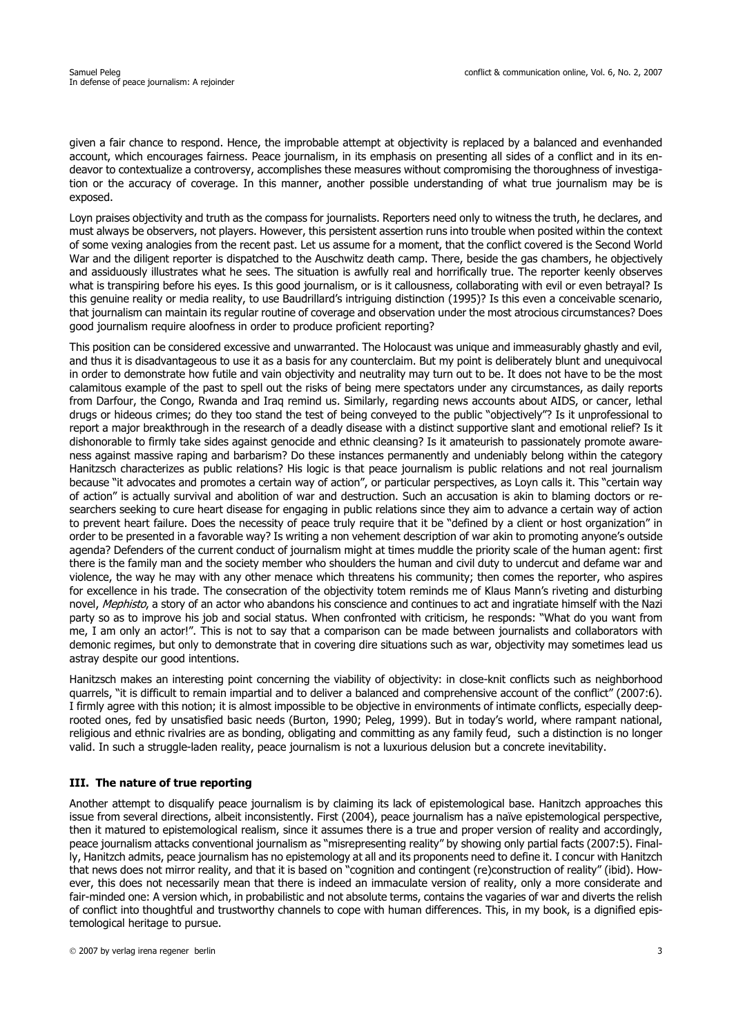given a fair chance to respond. Hence, the improbable attempt at objectivity is replaced by a balanced and evenhanded account, which encourages fairness. Peace journalism, in its emphasis on presenting all sides of a conflict and in its endeavor to contextualize a controversy, accomplishes these measures without compromising the thoroughness of investigation or the accuracy of coverage. In this manner, another possible understanding of what true journalism may be is exposed.

Loyn praises objectivity and truth as the compass for journalists. Reporters need only to witness the truth, he declares, and must always be observers, not players. However, this persistent assertion runs into trouble when posited within the context of some vexing analogies from the recent past. Let us assume for a moment, that the conflict covered is the Second World War and the diligent reporter is dispatched to the Auschwitz death camp. There, beside the gas chambers, he objectively and assiduously illustrates what he sees. The situation is awfully real and horrifically true. The reporter keenly observes what is transpiring before his eyes. Is this good journalism, or is it callousness, collaborating with evil or even betrayal? Is this genuine reality or media reality, to use Baudrillard's intriguing distinction (1995)? Is this even a conceivable scenario, that journalism can maintain its regular routine of coverage and observation under the most atrocious circumstances? Does good journalism require aloofness in order to produce proficient reporting?

This position can be considered excessive and unwarranted. The Holocaust was unique and immeasurably ghastly and evil, and thus it is disadvantageous to use it as a basis for any counterclaim. But my point is deliberately blunt and unequivocal in order to demonstrate how futile and vain objectivity and neutrality may turn out to be. It does not have to be the most calamitous example of the past to spell out the risks of being mere spectators under any circumstances, as daily reports from Darfour, the Congo, Rwanda and Iraq remind us. Similarly, regarding news accounts about AIDS, or cancer, lethal drugs or hideous crimes; do they too stand the test of being conveyed to the public "objectively"? Is it unprofessional to report a major breakthrough in the research of a deadly disease with a distinct supportive slant and emotional relief? Is it dishonorable to firmly take sides against genocide and ethnic cleansing? Is it amateurish to passionately promote awareness against massive raping and barbarism? Do these instances permanently and undeniably belong within the category Hanitzsch characterizes as public relations? His logic is that peace journalism is public relations and not real journalism because "it advocates and promotes a certain way of action", or particular perspectives, as Loyn calls it. This "certain way of action" is actually survival and abolition of war and destruction. Such an accusation is akin to blaming doctors or researchers seeking to cure heart disease for engaging in public relations since they aim to advance a certain way of action to prevent heart failure. Does the necessity of peace truly require that it be "defined by a client or host organization" in order to be presented in a favorable way? Is writing a non vehement description of war akin to promoting anyone's outside agenda? Defenders of the current conduct of journalism might at times muddle the priority scale of the human agent: first there is the family man and the society member who shoulders the human and civil duty to undercut and defame war and violence, the way he may with any other menace which threatens his community; then comes the reporter, who aspires for excellence in his trade. The consecration of the objectivity totem reminds me of Klaus Mann's riveting and disturbing novel, *Mephisto*, a story of an actor who abandons his conscience and continues to act and ingratiate himself with the Nazi party so as to improve his job and social status. When confronted with criticism, he responds: "What do you want from me, I am only an actor!". This is not to say that a comparison can be made between journalists and collaborators with demonic regimes, but only to demonstrate that in covering dire situations such as war, objectivity may sometimes lead us astray despite our good intentions.

Hanitzsch makes an interesting point concerning the viability of objectivity: in close-knit conflicts such as neighborhood quarrels, "it is difficult to remain impartial and to deliver a balanced and comprehensive account of the conflict" (2007:6). I firmly agree with this notion; it is almost impossible to be objective in environments of intimate conflicts, especially deep-rooted ones, fed by unsatisfied basic needs (Burton, 1990; Peleg, 1999). But in today's world, where rampant national, religious and ethnic rivalries are as bonding, obligating and committing as any family feud, such a distinction is no longer valid. In such a struggle-laden reality, peace journalism is not a luxurious delusion but a concrete inevitability.

### III. The nature of true reporting

Another attempt to disqualify peace journalism is by claiming its lack of epistemological base. Hanitzch approaches this issue from several directions, albeit inconsistently. First (2004), peace journalism has a naïve epistemological perspective, then it matured to epistemological realism, since it assumes there is a true and proper version of reality and accordingly, peace journalism attacks conventional journalism as "misrepresenting reality" by showing only partial facts (2007:5). Finally, Hanitzch admits, peace journalism has no epistemology at all and its proponents need to define it. I concur with Hanitzch that news does not mirror reality, and that it is based on "cognition and contingent (re)construction of reality" (ibid). However, this does not necessarily mean that there is indeed an immaculate version of reality, only a more considerate and fair-minded one: A version which, in probabilistic and not absolute terms, contains the vagaries of war and diverts the relish of conflict into thoughtful and trustworthy channels to cope with human differences. This, in my book, is a dignified epistemological heritage to pursue.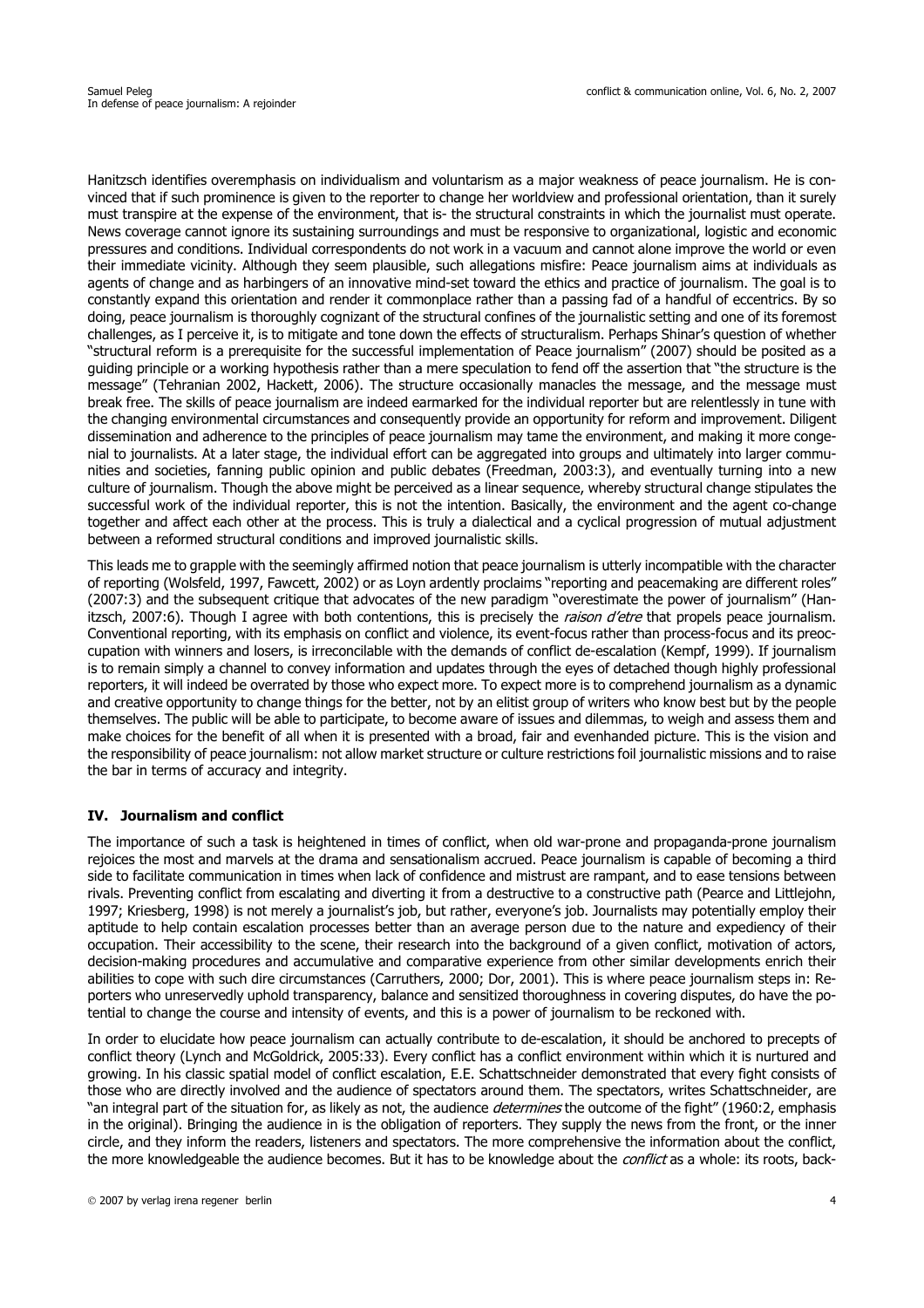Hanitzsch identifies overemphasis on individualism and voluntarism as a major weakness of peace journalism. He is convinced that if such prominence is given to the reporter to change her worldview and professional orientation, than it surely must transpire at the expense of the environment, that is- the structural constraints in which the journalist must operate. News coverage cannot ignore its sustaining surroundings and must be responsive to organizational, logistic and economic pressures and conditions. Individual correspondents do not work in a vacuum and cannot alone improve the world or even their immediate vicinity. Although they seem plausible, such allegations misfire: Peace journalism aims at individuals as agents of change and as harbingers of an innovative mind-set toward the ethics and practice of journalism. The goal is to constantly expand this orientation and render it commonplace rather than a passing fad of a handful of eccentrics. By so doing, peace journalism is thoroughly cognizant of the structural confines of the journalistic setting and one of its foremost challenges, as I perceive it, is to mitigate and tone down the effects of structuralism. Perhaps Shinar's question of whether "structural reform is a prerequisite for the successful implementation of Peace journalism" (2007) should be posited as a guiding principle or a working hypothesis rather than a mere speculation to fend off the assertion that "the structure is the message" (Tehranian 2002, Hackett, 2006). The structure occasionally manacles the message, and the message must break free. The skills of peace journalism are indeed earmarked for the individual reporter but are relentlessly in tune with the changing environmental circumstances and consequently provide an opportunity for reform and improvement. Diligent dissemination and adherence to the principles of peace journalism may tame the environment, and making it more congenial to journalists. At a later stage, the individual effort can be aggregated into groups and ultimately into larger communities and societies, fanning public opinion and public debates (Freedman, 2003:3), and eventually turning into a new culture of journalism. Though the above might be perceived as a linear sequence, whereby structural change stipulates the successful work of the individual reporter, this is not the intention. Basically, the environment and the agent co-change together and affect each other at the process. This is truly a dialectical and a cyclical progression of mutual adjustment between a reformed structural conditions and improved journalistic skills.

This leads me to grapple with the seemingly affirmed notion that peace journalism is utterly incompatible with the character of reporting (Wolsfeld, 1997, Fawcett, 2002) or as Loyn ardently proclaims "reporting and peacemaking are different roles" (2007:3) and the subsequent critique that advocates of the new paradigm "overestimate the power of journalism" (Hanitzsch, 2007:6). Though I agree with both contentions, this is precisely the *raison d'etre* that propels peace journalism. Conventional reporting, with its emphasis on conflict and violence, its event-focus rather than process-focus and its preoccupation with winners and losers, is irreconcilable with the demands of conflict de-escalation (Kempf, 1999). If journalism is to remain simply a channel to convey information and updates through the eyes of detached though highly professional reporters, it will indeed be overrated by those who expect more. To expect more is to comprehend journalism as a dynamic and creative opportunity to change things for the better, not by an elitist group of writers who know best but by the people themselves. The public will be able to participate, to become aware of issues and dilemmas, to weigh and assess them and make choices for the benefit of all when it is presented with a broad, fair and evenhanded picture. This is the vision and the responsibility of peace journalism: not allow market structure or culture restrictions foil journalistic missions and to raise the bar in terms of accuracy and integrity.

## IV. Journalism and conflict

The importance of such a task is heightened in times of conflict, when old war-prone and propaganda-prone journalism rejoices the most and marvels at the drama and sensationalism accrued. Peace journalism is capable of becoming a third side to facilitate communication in times when lack of confidence and mistrust are rampant, and to ease tensions between rivals. Preventing conflict from escalating and diverting it from a destructive to a constructive path (Pearce and Littlejohn, 1997; Kriesberg, 1998) is not merely a journalist's job, but rather, everyone's job. Journalists may potentially employ their aptitude to help contain escalation processes better than an average person due to the nature and expediency of their occupation. Their accessibility to the scene, their research into the background of a given conflict, motivation of actors, decision-making procedures and accumulative and comparative experience from other similar developments enrich their abilities to cope with such dire circumstances (Carruthers, 2000; Dor, 2001). This is where peace journalism steps in: Reporters who unreservedly uphold transparency, balance and sensitized thoroughness in covering disputes, do have the potential to change the course and intensity of events, and this is a power of journalism to be reckoned with.

In order to elucidate how peace journalism can actually contribute to de-escalation, it should be anchored to precepts of conflict theory (Lynch and McGoldrick, 2005:33). Every conflict has a conflict environment within which it is nurtured and growing. In his classic spatial model of conflict escalation, E.E. Schattschneider demonstrated that every fight consists of those who are directly involved and the audience of spectators around them. The spectators, writes Schattschneider, are "an integral part of the situation for, as likely as not, the audience *determines* the outcome of the fight" (1960:2, emphasis in the original). Bringing the audience in is the obligation of reporters. They supply the news from the front, or the inner circle, and they inform the readers, listeners and spectators. The more comprehensive the information about the conflict, the more knowledgeable the audience becomes. But it has to be knowledge about the *conflict* as a whole: its roots, back-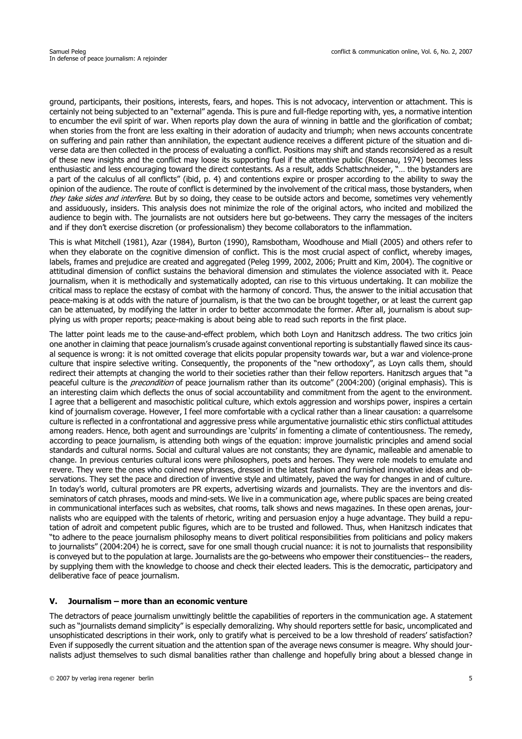ground, participants, their positions, interests, fears, and hopes. This is not advocacy, intervention or attachment. This is certainly not being subjected to an "external" agenda. This is pure and full-fledge reporting with, yes, a normative intention to encumber the evil spirit of war. When reports play down the aura of winning in battle and the glorification of combat; when stories from the front are less exalting in their adoration of audacity and triumph; when news accounts concentrate on suffering and pain rather than annihilation, the expectant audience receives a different picture of the situation and diverse data are then collected in the process of evaluating a conflict. Positions may shift and stands reconsidered as a result of these new insights and the conflict may loose its supporting fuel if the attentive public (Rosenau, 1974) becomes less enthusiastic and less encouraging toward the direct contestants. As a result, adds Schattschneider, "… the bystanders are a part of the calculus of all conflicts" (ibid, p. 4) and contentions expire or prosper according to the ability to sway the opinion of the audience. The route of conflict is determined by the involvement of the critical mass, those bystanders, when *they take sides and interfere*. But by so doing, they cease to be outside actors and become, sometimes very vehemently and assiduously, insiders. This analysis does not minimize the role of the original actors, who incited and mobilized the audience to begin with. The journalists are not outsiders here but go-betweens. They carry the messages of the inciters and if they don't exercise discretion (or professionalism) they become collaborators to the inflammation.

This is what Mitchell (1981), Azar (1984), Burton (1990), Ramsbotham, Woodhouse and Miall (2005) and others refer to when they elaborate on the cognitive dimension of conflict. This is the most crucial aspect of conflict, whereby images, labels, frames and prejudice are created and aggregated (Peleg 1999, 2002, 2006; Pruitt and Kim, 2004). The cognitive or attitudinal dimension of conflict sustains the behavioral dimension and stimulates the violence associated with it. Peace journalism, when it is methodically and systematically adopted, can rise to this virtuous undertaking. It can mobilize the critical mass to replace the ecstasy of combat with the harmony of concord. Thus, the answer to the initial accusation that peace-making is at odds with the nature of journalism, is that the two can be brought together, or at least the current gap can be attenuated, by modifying the latter in order to better accommodate the former. After all, journalism is about supplying us with proper reports; peace-making is about being able to read such reports in the first place.

The latter point leads me to the cause-and-effect problem, which both Loyn and Hanitzsch address. The two critics join one another in claiming that peace journalism's crusade against conventional reporting is substantially flawed since its causal sequence is wrong: it is not omitted coverage that elicits popular propensity towards war, but a war and violence-prone culture that inspire selective writing. Consequently, the proponents of the "new orthodoxy", as Loyn calls them, should redirect their attempts at changing the world to their societies rather than their fellow reporters. Hanitzsch argues that "a peaceful culture is the *precondition* of peace journalism rather than its outcome" (2004:200) (original emphasis). This is an interesting claim which deflects the onus of social accountability and commitment from the agent to the environment. I agree that a belligerent and masochistic political culture, which extols aggression and worships power, inspires a certain kind of journalism coverage. However, I feel more comfortable with a cyclical rather than a linear causation: a quarrelsome culture is reflected in a confrontational and aggressive press while argumentative journalistic ethic stirs conflictual attitudes among readers. Hence, both agent and surroundings are 'culprits' in fomenting a climate of contentiousness. The remedy, according to peace journalism, is attending both wings of the equation: improve journalistic principles and amend social standards and cultural norms. Social and cultural values are not constants; they are dynamic, malleable and amenable to change. In previous centuries cultural icons were philosophers, poets and heroes. They were role models to emulate and revere. They were the ones who coined new phrases, dressed in the latest fashion and furnished innovative ideas and observations. They set the pace and direction of inventive style and ultimately, paved the way for changes in and of culture. In today's world, cultural promoters are PR experts, advertising wizards and journalists. They are the inventors and disseminators of catch phrases, moods and mind-sets. We live in a communication age, where public spaces are being created in communicational interfaces such as websites, chat rooms, talk shows and news magazines. In these open arenas, journalists who are equipped with the talents of rhetoric, writing and persuasion enjoy a huge advantage. They build a reputation of adroit and competent public figures, which are to be trusted and followed. Thus, when Hanitzsch indicates that "to adhere to the peace journalism philosophy means to divert political responsibilities from politicians and policy makers to journalists" (2004:204) he is correct, save for one small though crucial nuance: it is not to journalists that responsibility is conveyed but to the population at large. Journalists are the go-betweens who empower their constituencies-- the readers, by supplying them with the knowledge to choose and check their elected leaders. This is the democratic, participatory and deliberative face of peace journalism.

## V. Journalism – more than an economic venture

The detractors of peace journalism unwittingly belittle the capabilities of reporters in the communication age. A statement such as "journalists demand simplicity" is especially demoralizing. Why should reporters settle for basic, uncomplicated and unsophisticated descriptions in their work, only to gratify what is perceived to be a low threshold of readers' satisfaction? Even if supposedly the current situation and the attention span of the average news consumer is meagre. Why should journalists adjust themselves to such dismal banalities rather than challenge and hopefully bring about a blessed change in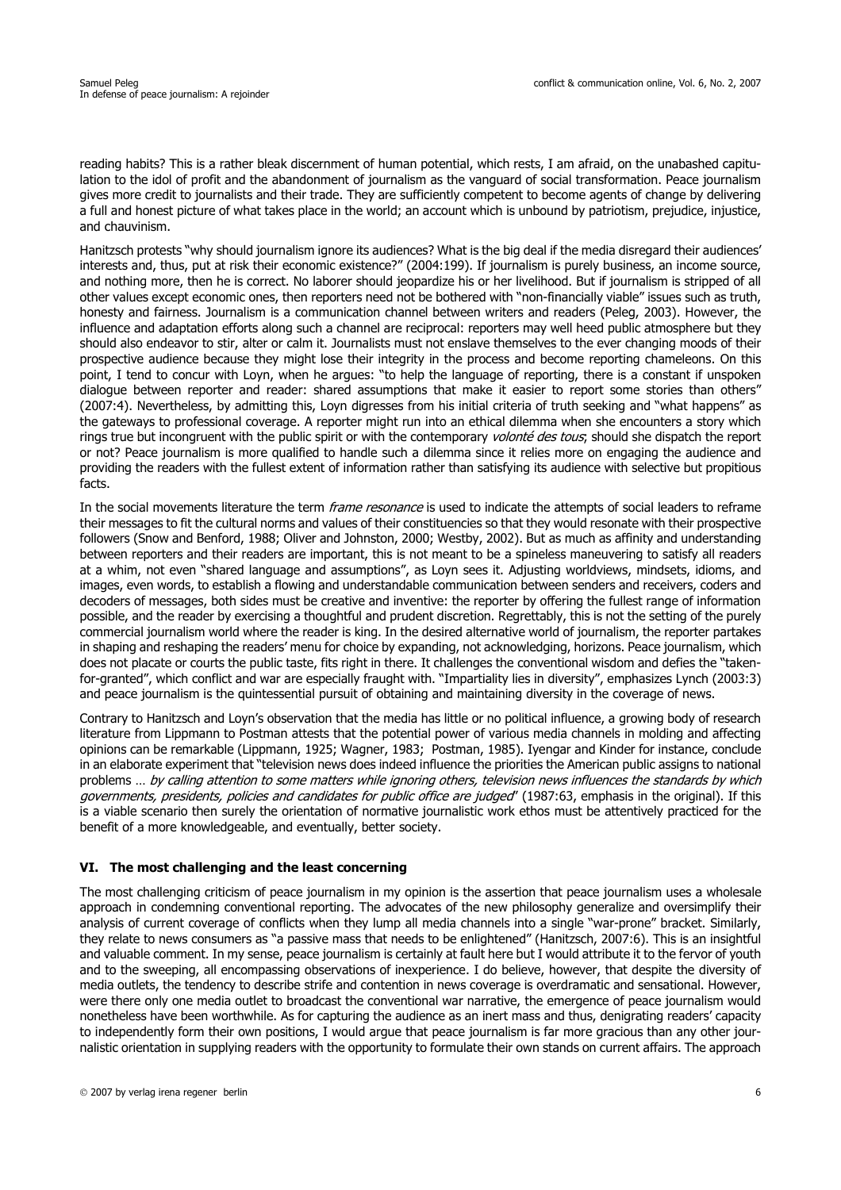reading habits? This is a rather bleak discernment of human potential, which rests, I am afraid, on the unabashed capitulation to the idol of profit and the abandonment of journalism as the vanguard of social transformation. Peace journalism gives more credit to journalists and their trade. They are sufficiently competent to become agents of change by delivering a full and honest picture of what takes place in the world; an account which is unbound by patriotism, prejudice, injustice, and chauvinism.

Hanitzsch protests "why should journalism ignore its audiences? What is the big deal if the media disregard their audiences' interests and, thus, put at risk their economic existence?" (2004:199). If journalism is purely business, an income source, and nothing more, then he is correct. No laborer should jeopardize his or her livelihood. But if journalism is stripped of all other values except economic ones, then reporters need not be bothered with "non-financially viable" issues such as truth, honesty and fairness. Journalism is a communication channel between writers and readers (Peleg, 2003). However, the influence and adaptation efforts along such a channel are reciprocal: reporters may well heed public atmosphere but they should also endeavor to stir, alter or calm it. Journalists must not enslave themselves to the ever changing moods of their prospective audience because they might lose their integrity in the process and become reporting chameleons. On this point, I tend to concur with Loyn, when he argues: "to help the language of reporting, there is a constant if unspoken dialogue between reporter and reader: shared assumptions that make it easier to report some stories than others" (2007:4). Nevertheless, by admitting this, Loyn digresses from his initial criteria of truth seeking and "what happens" as the gateways to professional coverage. A reporter might run into an ethical dilemma when she encounters a story which rings true but incongruent with the public spirit or with the contemporary *volonté des tous*; should she dispatch the report or not? Peace journalism is more qualified to handle such a dilemma since it relies more on engaging the audience and providing the readers with the fullest extent of information rather than satisfying its audience with selective but propitious facts.

In the social movements literature the term *frame resonance* is used to indicate the attempts of social leaders to reframe their messages to fit the cultural norms and values of their constituencies so that they would resonate with their prospective followers (Snow and Benford, 1988; Oliver and Johnston, 2000; Westby, 2002). But as much as affinity and understanding between reporters and their readers are important, this is not meant to be a spineless maneuvering to satisfy all readers at a whim, not even "shared language and assumptions", as Loyn sees it. Adjusting worldviews, mindsets, idioms, and images, even words, to establish a flowing and understandable communication between senders and receivers, coders and decoders of messages, both sides must be creative and inventive: the reporter by offering the fullest range of information possible, and the reader by exercising a thoughtful and prudent discretion. Regrettably, this is not the setting of the purely commercial journalism world where the reader is king. In the desired alternative world of journalism, the reporter partakes in shaping and reshaping the readers' menu for choice by expanding, not acknowledging, horizons. Peace journalism, which does not placate or courts the public taste, fits right in there. It challenges the conventional wisdom and defies the "taken-for-granted", which conflict and war are especially fraught with. "Impartiality lies in diversity", emphasizes Lynch (2003:3) and peace journalism is the quintessential pursuit of obtaining and maintaining diversity in the coverage of news.

Contrary to Hanitzsch and Loyn's observation that the media has little or no political influence, a growing body of research literature from Lippmann to Postman attests that the potential power of various media channels in molding and affecting opinions can be remarkable (Lippmann, 1925; Wagner, 1983; Postman, 1985). Iyengar and Kinder for instance, conclude in an elaborate experiment that "television news does indeed influence the priorities the American public assigns to national problems … *by calling attention to some matters while ignoring others, television news influences the standards by which governments, presidents, policies and candidates for public office are judged*" (1987:63, emphasis in the original). If this is a viable scenario then surely the orientation of normative journalistic work ethos must be attentively practiced for the benefit of a more knowledgeable, and eventually, better society.

## VI. The most challenging and the least concerning

The most challenging criticism of peace journalism in my opinion is the assertion that peace journalism uses a wholesale approach in condemning conventional reporting. The advocates of the new philosophy generalize and oversimplify their analysis of current coverage of conflicts when they lump all media channels into a single "war-prone" bracket. Similarly, they relate to news consumers as "a passive mass that needs to be enlightened" (Hanitzsch, 2007:6). This is an insightful and valuable comment. In my sense, peace journalism is certainly at fault here but I would attribute it to the fervor of youth and to the sweeping, all encompassing observations of inexperience. I do believe, however, that despite the diversity of media outlets, the tendency to describe strife and contention in news coverage is overdramatic and sensational. However, were there only one media outlet to broadcast the conventional war narrative, the emergence of peace journalism would nonetheless have been worthwhile. As for capturing the audience as an inert mass and thus, denigrating readers' capacity to independently form their own positions, I would argue that peace journalism is far more gracious than any other journalistic orientation in supplying readers with the opportunity to formulate their own stands on current affairs. The approach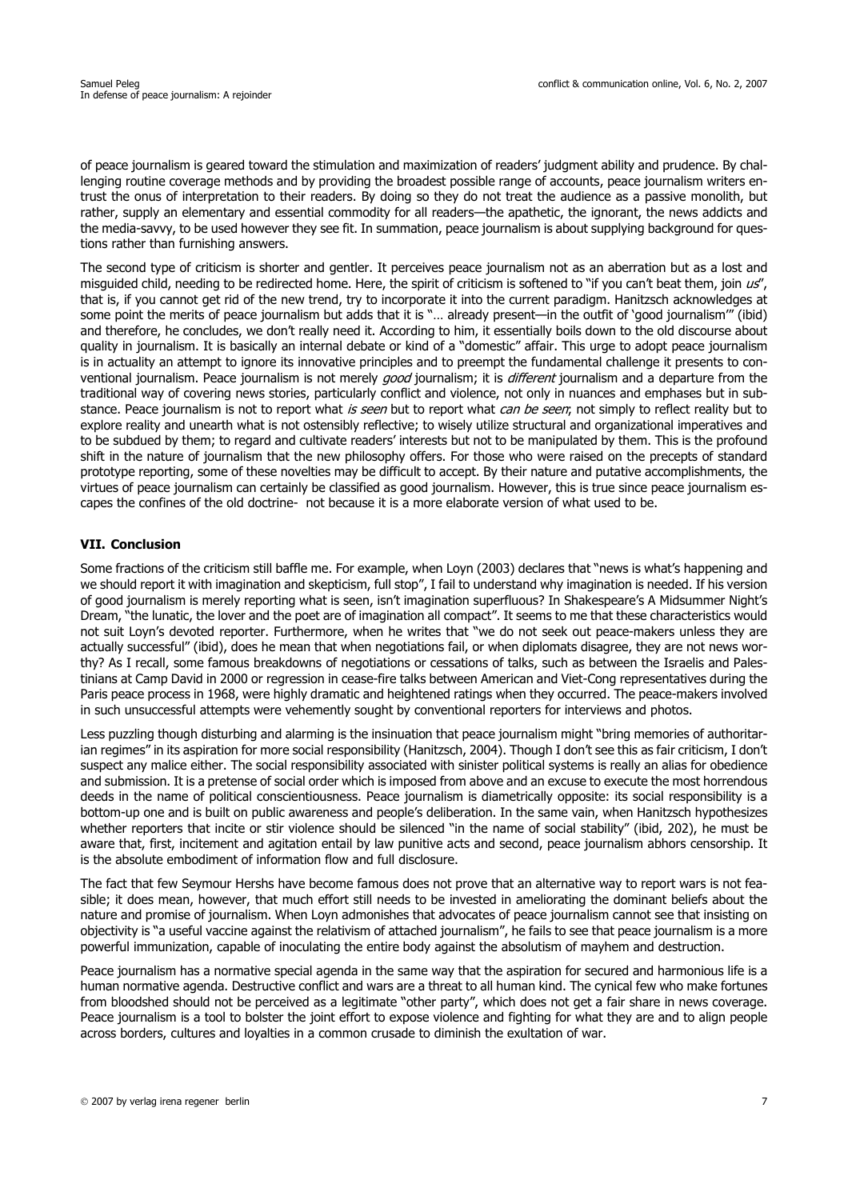of peace journalism is geared toward the stimulation and maximization of readers' judgment ability and prudence. By challenging routine coverage methods and by providing the broadest possible range of accounts, peace journalism writers entrust the onus of interpretation to their readers. By doing so they do not treat the audience as a passive monolith, but rather, supply an elementary and essential commodity for all readers—the apathetic, the ignorant, the news addicts and the media-savvy, to be used however they see fit. In summation, peace journalism is about supplying background for questions rather than furnishing answers.

The second type of criticism is shorter and gentler. It perceives peace journalism not as an aberration but as a lost and misguided child, needing to be redirected home. Here, the spirit of criticism is softened to "if you can't beat them, join *us*", that is, if you cannot get rid of the new trend, try to incorporate it into the current paradigm. Hanitzsch acknowledges at some point the merits of peace journalism but adds that it is "… already present—in the outfit of 'good journalism'" (ibid) and therefore, he concludes, we don't really need it. According to him, it essentially boils down to the old discourse about quality in journalism. It is basically an internal debate or kind of a "domestic" affair. This urge to adopt peace journalism is in actuality an attempt to ignore its innovative principles and to preempt the fundamental challenge it presents to conventional journalism. Peace journalism is not merely *good* journalism; it is *different* journalism and a departure from the traditional way of covering news stories, particularly conflict and violence, not only in nuances and emphases but in substance. Peace journalism is not to report what *is seen* but to report what *can be seen*; not simply to reflect reality but to explore reality and unearth what is not ostensibly reflective; to wisely utilize structural and organizational imperatives and to be subdued by them; to regard and cultivate readers' interests but not to be manipulated by them. This is the profound shift in the nature of journalism that the new philosophy offers. For those who were raised on the precepts of standard prototype reporting, some of these novelties may be difficult to accept. By their nature and putative accomplishments, the virtues of peace journalism can certainly be classified as good journalism. However, this is true since peace journalism escapes the confines of the old doctrine- not because it is a more elaborate version of what used to be.

## VII. Conclusion

Some fractions of the criticism still baffle me. For example, when Loyn (2003) declares that "news is what's happening and we should report it with imagination and skepticism, full stop", I fail to understand why imagination is needed. If his version of good journalism is merely reporting what is seen, isn't imagination superfluous? In Shakespeare's A Midsummer Night's Dream, "the lunatic, the lover and the poet are of imagination all compact". It seems to me that these characteristics would not suit Loyn's devoted reporter. Furthermore, when he writes that "we do not seek out peace-makers unless they are actually successful" (ibid), does he mean that when negotiations fail, or when diplomats disagree, they are not news worthy? As I recall, some famous breakdowns of negotiations or cessations of talks, such as between the Israelis and Palestinians at Camp David in 2000 or regression in cease-fire talks between American and Viet-Cong representatives during the Paris peace process in 1968, were highly dramatic and heightened ratings when they occurred. The peace-makers involved in such unsuccessful attempts were vehemently sought by conventional reporters for interviews and photos.

Less puzzling though disturbing and alarming is the insinuation that peace journalism might "bring memories of authoritarian regimes" in its aspiration for more social responsibility (Hanitzsch, 2004). Though I don't see this as fair criticism, I don't suspect any malice either. The social responsibility associated with sinister political systems is really an alias for obedience and submission. It is a pretense of social order which is imposed from above and an excuse to execute the most horrendous deeds in the name of political conscientiousness. Peace journalism is diametrically opposite: its social responsibility is a bottom-up one and is built on public awareness and people's deliberation. In the same vain, when Hanitzsch hypothesizes whether reporters that incite or stir violence should be silenced "in the name of social stability" (ibid, 202), he must be aware that, first, incitement and agitation entail by law punitive acts and second, peace journalism abhors censorship. It is the absolute embodiment of information flow and full disclosure.

The fact that few Seymour Hershs have become famous does not prove that an alternative way to report wars is not feasible; it does mean, however, that much effort still needs to be invested in ameliorating the dominant beliefs about the nature and promise of journalism. When Loyn admonishes that advocates of peace journalism cannot see that insisting on objectivity is "a useful vaccine against the relativism of attached journalism", he fails to see that peace journalism is a more powerful immunization, capable of inoculating the entire body against the absolutism of mayhem and destruction.

Peace journalism has a normative special agenda in the same way that the aspiration for secured and harmonious life is a human normative agenda. Destructive conflict and wars are a threat to all human kind. The cynical few who make fortunes from bloodshed should not be perceived as a legitimate "other party", which does not get a fair share in news coverage. Peace journalism is a tool to bolster the joint effort to expose violence and fighting for what they are and to align people across borders, cultures and loyalties in a common crusade to diminish the exultation of war.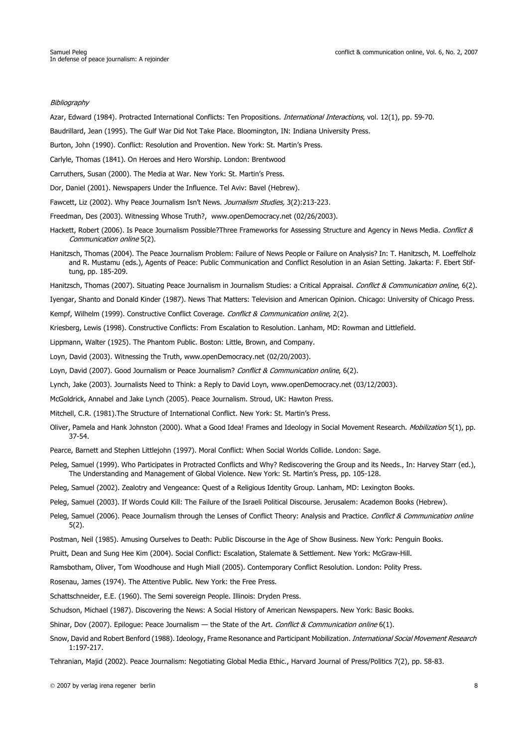*Bibliography*

Azar, Edward (1984). Protracted International Conflicts: Ten Propositions. *International Interactions*, vol. 12(1), pp. 59-70.

Baudrillard, Jean (1995). The Gulf War Did Not Take Place. Bloomington, IN: Indiana University Press.

Burton, John (1990). Conflict: Resolution and Provention. New York: St. Martin's Press.

Carlyle, Thomas (1841). On Heroes and Hero Worship. London: Brentwood

Carruthers, Susan (2000). The Media at War. New York: St. Martin's Press.

Dor, Daniel (2001). Newspapers Under the Influence. Tel Aviv: Bavel (Hebrew).

Fawcett, Liz (2002). Why Peace Journalism Isn't News. *Journalism Studies,* 3(2):213-223.

Freedman, Des (2003). Witnessing Whose Truth?, www.openDemocracy.net (02/26/2003).

Hackett, Robert (2006). Is Peace Journalism Possible?Three Frameworks for Assessing Structure and Agency in News Media. *Conflict & Communication online* 5(2).

Hanitzsch, Thomas (2004). The Peace Journalism Problem: Failure of News People or Failure on Analysis? In: T. Hanitzsch, M. Loeffelholz and R. Mustamu (eds.), Agents of Peace: Public Communication and Conflict Resolution in an Asian Setting. Jakarta: F. Ebert Stiftung, pp. 185-209.

Hanitzsch, Thomas (2007). Situating Peace Journalism in Journalism Studies: a Critical Appraisal. *Conflict & Communication online*, 6(2).

Iyengar, Shanto and Donald Kinder (1987). News That Matters: Television and American Opinion. Chicago: University of Chicago Press.

Kempf, Wilhelm (1999). Constructive Conflict Coverage. *Conflict & Communication online*, 2(2).

Kriesberg, Lewis (1998). Constructive Conflicts: From Escalation to Resolution. Lanham, MD: Rowman and Littlefield.

Lippmann, Walter (1925). The Phantom Public. Boston: Little, Brown, and Company.

Loyn, David (2003). Witnessing the Truth, www.openDemocracy.net (02/20/2003).

Loyn, David (2007). Good Journalism or Peace Journalism? *Conflict & Communication online*, 6(2).

Lynch, Jake (2003). Journalists Need to Think: a Reply to David Loyn, www.openDemocracy.net (03/12/2003).

McGoldrick, Annabel and Jake Lynch (2005). Peace Journalism. Stroud, UK: Hawton Press.

Mitchell, C.R. (1981).The Structure of International Conflict. New York: St. Martin's Press.

Oliver, Pamela and Hank Johnston (2000). What a Good Idea! Frames and Ideology in Social Movement Research. *Mobilization* 5(1), pp. 37-54.

Pearce, Barnett and Stephen Littlejohn (1997). Moral Conflict: When Social Worlds Collide. London: Sage.

Peleg, Samuel (1999). Who Participates in Protracted Conflicts and Why? Rediscovering the Group and its Needs., In: Harvey Starr (ed.), The Understanding and Management of Global Violence. New York: St. Martin's Press, pp. 105-128.

Peleg, Samuel (2002). Zealotry and Vengeance: Quest of a Religious Identity Group. Lanham, MD: Lexington Books.

Peleg, Samuel (2003). If Words Could Kill: The Failure of the Israeli Political Discourse. Jerusalem: Academon Books (Hebrew).

Peleg, Samuel (2006). Peace Journalism through the Lenses of Conflict Theory: Analysis and Practice. *Conflict & Communication online* 5(2).

Postman, Neil (1985). Amusing Ourselves to Death: Public Discourse in the Age of Show Business. New York: Penguin Books.

Pruitt, Dean and Sung Hee Kim (2004). Social Conflict: Escalation, Stalemate & Settlement. New York: McGraw-Hill.

Ramsbotham, Oliver, Tom Woodhouse and Hugh Miall (2005). Contemporary Conflict Resolution. London: Polity Press.

Rosenau, James (1974). The Attentive Public. New York: the Free Press.

Schattschneider, E.E. (1960). The Semi sovereign People. Illinois: Dryden Press.

Schudson, Michael (1987). Discovering the News: A Social History of American Newspapers. New York: Basic Books.

Shinar, Dov (2007). Epilogue: Peace Journalism — the State of the Art. *Conflict & Communication online* 6(1).

Snow, David and Robert Benford (1988). Ideology, Frame Resonance and Participant Mobilization. *International Social Movement Research* 1:197-217.

Tehranian, Majid (2002). Peace Journalism: Negotiating Global Media Ethic., Harvard Journal of Press/Politics 7(2), pp. 58-83.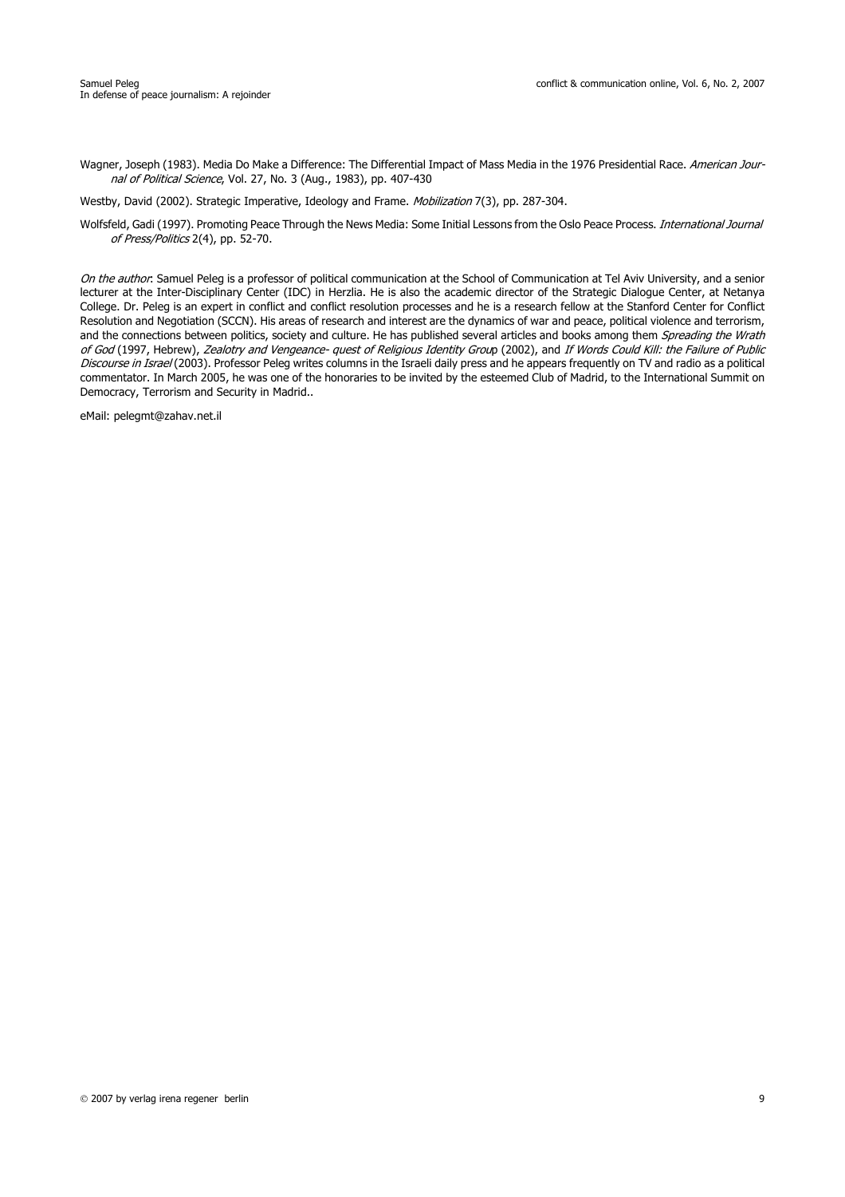Wagner, Joseph (1983). Media Do Make a Difference: The Differential Impact of Mass Media in the 1976 Presidential Race. *American Journal of Political Science*, Vol. 27, No. 3 (Aug., 1983), pp. 407-430

Westby, David (2002). Strategic Imperative, Ideology and Frame. *Mobilization* 7(3), pp. 287-304.

Wolfsfeld, Gadi (1997). Promoting Peace Through the News Media: Some Initial Lessons from the Oslo Peace Process. *International Journal of Press/Politics* 2(4), pp. 52-70.

*On the author*: Samuel Peleg is a professor of political communication at the School of Communication at Tel Aviv University, and a senior lecturer at the Inter-Disciplinary Center (IDC) in Herzlia. He is also the academic director of the Strategic Dialogue Center, at Netanya College. Dr. Peleg is an expert in conflict and conflict resolution processes and he is a research fellow at the Stanford Center for Conflict Resolution and Negotiation (SCCN). His areas of research and interest are the dynamics of war and peace, political violence and terrorism, and the connections between politics, society and culture. He has published several articles and books among them *Spreading the Wrath of God* (1997, Hebrew), *Zealotry and Vengeance- quest of Religious Identity Group* (2002), and *If Words Could Kill: the Failure of Public Discourse in Israel* (2003). Professor Peleg writes columns in the Israeli daily press and he appears frequently on TV and radio as a political commentator. In March 2005, he was one of the honoraries to be invited by the esteemed Club of Madrid, to the International Summit on Democracy, Terrorism and Security in Madrid..

eMail: pelegmt@zahav.net.il